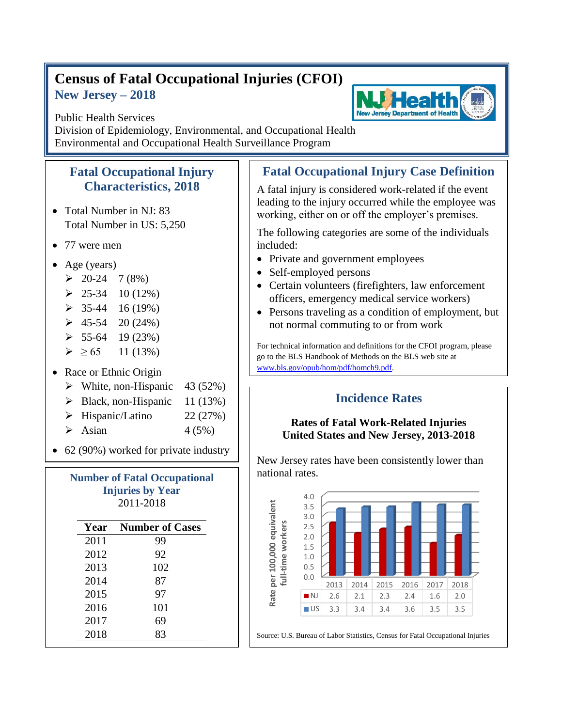# Census of Fatal Occupational Injuries (CFOI)

## New Jersey – 2018

Public Health Services
Division of Epidemiology, Environmental, and Occupational Health
Environmental and Occupational Health Surveillance Program

## Fatal Occupational Injury Characteristics, 2018

- Total Number in NJ: 83
  Total Number in US: 5,250
- 77 were men
- Age (years)
  - 20-24 7 (8%)
  - 25-34 10 (12%)
  - 35-44 16 (19%)
  - 45-54 20 (24%)
  - 55-64 19 (23%)
  - ≥ 65 11 (13%)
- Race or Ethnic Origin
  - White, non-Hispanic 43 (52%)
  - Black, non-Hispanic 11 (13%)
  - Hispanic/Latino 22 (27%)
  - Asian 4 (5%)
- 62 (90%) worked for private industry

## Number of Fatal Occupational Injuries by Year

2011-2018

| Year | Number of Cases |
|---|---|
| 2011 | 99 |
| 2012 | 92 |
| 2013 | 102 |
| 2014 | 87 |
| 2015 | 97 |
| 2016 | 101 |
| 2017 | 69 |
| 2018 | 83 |

## Fatal Occupational Injury Case Definition

A fatal injury is considered work-related if the event leading to the injury occurred while the employee was working, either on or off the employer's premises.

The following categories are some of the individuals included:

- Private and government employees
- Self-employed persons
- Certain volunteers (firefighters, law enforcement officers, emergency medical service workers)
- Persons traveling as a condition of employment, but not normal commuting to or from work

For technical information and definitions for the CFOI program, please go to the BLS Handbook of Methods on the BLS web site at www.bls.gov/opub/hom/pdf/homch9.pdf.

## Incidence Rates

**Rates of Fatal Work-Related Injuries United States and New Jersey, 2013-2018**

New Jersey rates have been consistently lower than national rates.

Rate per 100,000 equivalent full-time workers

| | 2013 | 2014 | 2015 | 2016 | 2017 | 2018 |
|---|---|---|---|---|---|---|
| NJ | 2.6 | 2.1 | 2.3 | 2.4 | 1.6 | 2.0 |
| US | 3.3 | 3.4 | 3.4 | 3.6 | 3.5 | 3.5 |

Source: U.S. Bureau of Labor Statistics, Census for Fatal Occupational Injuries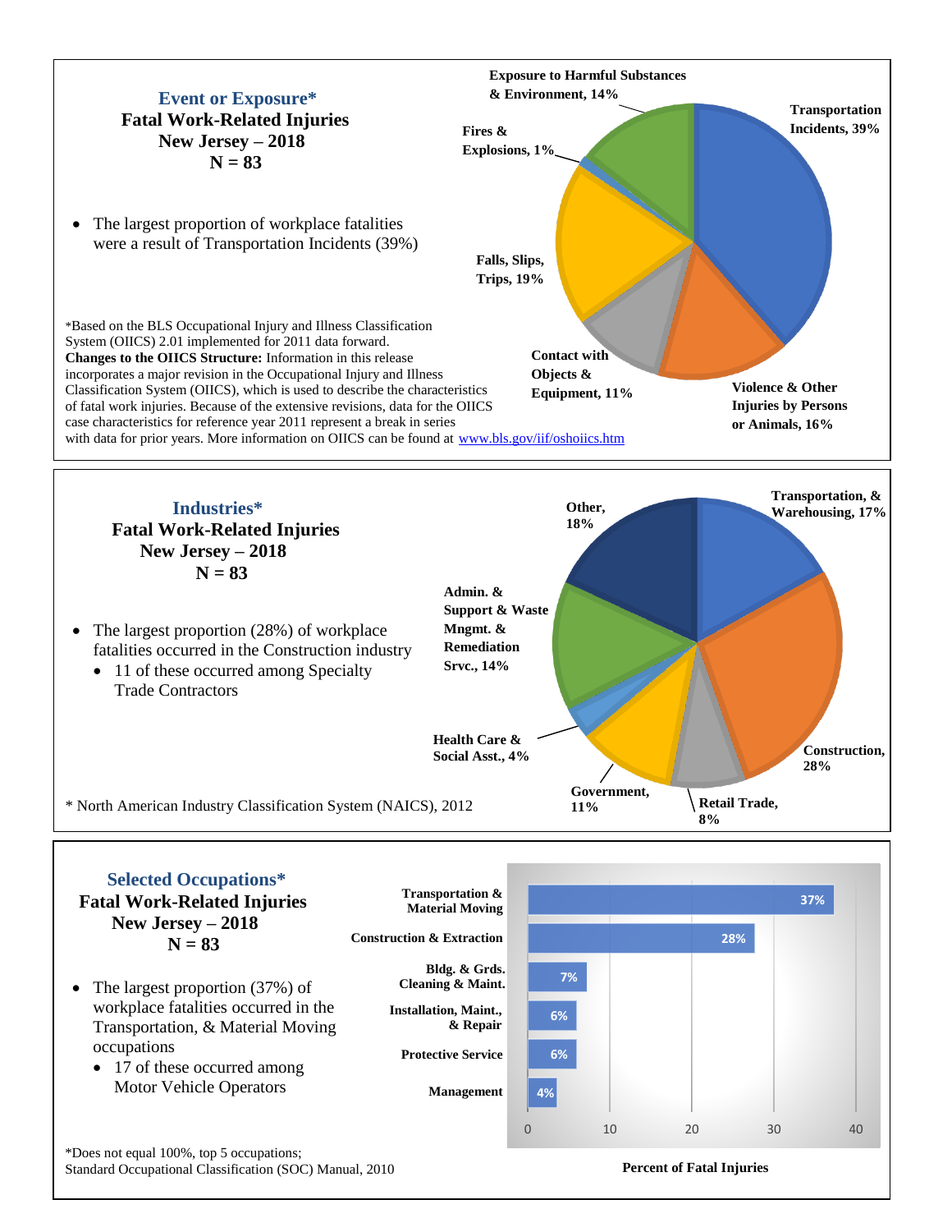## Event or Exposure*

**Fatal Work-Related Injuries**
**New Jersey – 2018**
**N = 83**

- The largest proportion of workplace fatalities were a result of Transportation Incidents (39%)

Exposure to Harmful Substances & Environment, 14%
Transportation Incidents, 39%
Fires & Explosions, 1%
Falls, Slips, Trips, 19%
Contact with Objects & Equipment, 11%
Violence & Other Injuries by Persons or Animals, 16%

*Based on the BLS Occupational Injury and Illness Classification System (OIICS) 2.01 implemented for 2011 data forward.
**Changes to the OIICS Structure:** Information in this release incorporates a major revision in the Occupational Injury and Illness Classification System (OIICS), which is used to describe the characteristics of fatal work injuries. Because of the extensive revisions, data for the OIICS case characteristics for reference year 2011 represent a break in series with data for prior years. More information on OIICS can be found at www.bls.gov/iif/oshoiics.htm

## Industries*

**Fatal Work-Related Injuries**
**New Jersey – 2018**
**N = 83**

- The largest proportion (28%) of workplace fatalities occurred in the Construction industry
  - 11 of these occurred among Specialty Trade Contractors

Other, 18%
Transportation, & Warehousing, 17%
Admin. & Support & Waste Mngmt. & Remediation Srvc., 14%
Health Care & Social Asst., 4%
Government, 11%
Retail Trade, 8%
Construction, 28%

* North American Industry Classification System (NAICS), 2012

## Selected Occupations*

**Fatal Work-Related Injuries**
**New Jersey – 2018**
**N = 83**

- The largest proportion (37%) of workplace fatalities occurred in the Transportation, & Material Moving occupations
  - 17 of these occurred among Motor Vehicle Operators

Transportation & Material Moving 37%
Construction & Extraction 28%
Bldg. & Grds. Cleaning & Maint. 7%
Installation, Maint., & Repair 6%
Protective Service 6%
Management 4%

0 10 20 30 40

Percent of Fatal Injuries

*Does not equal 100%, top 5 occupations;
Standard Occupational Classification (SOC) Manual, 2010